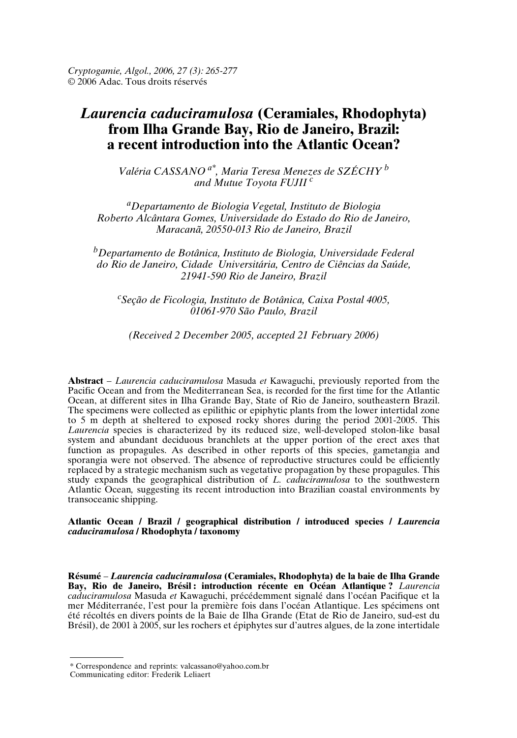*Cryptogamie, Algol., 2006, 27 (3): 265-277*
© 2006 Adac. Tous droits réservés

# *Laurencia caduciramulosa* (Ceramiales, Rhodophyta) from Ilha Grande Bay, Rio de Janeiro, Brazil: a recent introduction into the Atlantic Ocean?

*Valéria CASSANO* [a*], *Maria Teresa Menezes de SZÉCHY* [b] *and Mutue Toyota FUJII* [c]

[a]*Departamento de Biologia Vegetal, Instituto de Biologia Roberto Alcântara Gomes, Universidade do Estado do Rio de Janeiro, Maracanã, 20550-013 Rio de Janeiro, Brazil*

[b]*Departamento de Botânica, Instituto de Biologia, Universidade Federal do Rio de Janeiro, Cidade Universitária, Centro de Ciências da Saúde, 21941-590 Rio de Janeiro, Brazil*

[c]*Seção de Ficologia, Instituto de Botânica, Caixa Postal 4005, 01061-970 São Paulo, Brazil*

*(Received 2 December 2005, accepted 21 February 2006)*

**Abstract** – *Laurencia caduciramulosa* Masuda *et* Kawaguchi, previously reported from the Pacific Ocean and from the Mediterranean Sea, is recorded for the first time for the Atlantic Ocean, at different sites in Ilha Grande Bay, State of Rio de Janeiro, southeastern Brazil. The specimens were collected as epilithic or epiphytic plants from the lower intertidal zone to 5 m depth at sheltered to exposed rocky shores during the period 2001-2005. This *Laurencia* species is characterized by its reduced size, well-developed stolon-like basal system and abundant deciduous branchlets at the upper portion of the erect axes that function as propagules. As described in other reports of this species, gametangia and sporangia were not observed. The absence of reproductive structures could be efficiently replaced by a strategic mechanism such as vegetative propagation by these propagules. This study expands the geographical distribution of *L. caduciramulosa* to the southwestern Atlantic Ocean, suggesting its recent introduction into Brazilian coastal environments by transoceanic shipping.

**Atlantic Ocean / Brazil / geographical distribution / introduced species / *Laurencia caduciramulosa* / Rhodophyta / taxonomy**

**Résumé** – ***Laurencia caduciramulosa*** **(Ceramiales, Rhodophyta) de la baie de Ilha Grande Bay, Rio de Janeiro, Brésil : introduction récente en Océan Atlantique ?** *Laurencia caduciramulosa* Masuda *et* Kawaguchi, précédemment signalé dans l'océan Pacifique et la mer Méditerranée, l'est pour la première fois dans l'océan Atlantique. Les spécimens ont été récoltés en divers points de la Baie de Ilha Grande (Etat de Rio de Janeiro, sud-est du Brésil), de 2001 à 2005, sur les rochers et épiphytes sur d'autres algues, de la zone intertidale

---

\* Correspondence and reprints: valcassano@yahoo.com.br
Communicating editor: Frederik Leliaert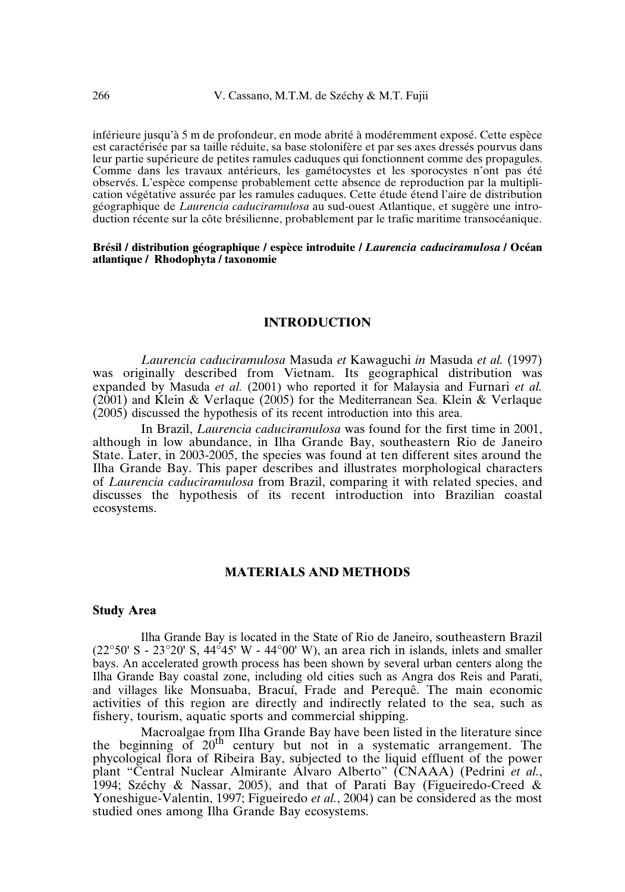inférieure jusqu'à 5 m de profondeur, en mode abrité à modérement exposé. Cette espèce est caractérisée par sa taille réduite, sa base stolonifère et par ses axes dressés pourvus dans leur partie supérieure de petites ramules caduques qui fonctionnent comme des propagules. Comme dans les travaux antérieurs, les gamétocystes et les sporocystes n'ont pas été observés. L'espèce compense probablement cette absence de reproduction par la multiplication végétative assurée par les ramules caduques. Cette étude étend l'aire de distribution géographique de *Laurencia caduciramulosa* au sud-ouest Atlantique, et suggère une introduction récente sur la côte brésilienne, probablement par le trafic maritime transocéanique.

**Brésil / distribution géographique / espèce introduite / *Laurencia caduciramulosa* / Océan atlantique / Rhodophyta / taxonomie**

## INTRODUCTION

*Laurencia caduciramulosa* Masuda *et* Kawaguchi *in* Masuda *et al.* (1997) was originally described from Vietnam. Its geographical distribution was expanded by Masuda *et al.* (2001) who reported it for Malaysia and Furnari *et al.* (2001) and Klein & Verlaque (2005) for the Mediterranean Sea. Klein & Verlaque (2005) discussed the hypothesis of its recent introduction into this area.

In Brazil, *Laurencia caduciramulosa* was found for the first time in 2001, although in low abundance, in Ilha Grande Bay, southeastern Rio de Janeiro State. Later, in 2003-2005, the species was found at ten different sites around the Ilha Grande Bay. This paper describes and illustrates morphological characters of *Laurencia caduciramulosa* from Brazil, comparing it with related species, and discusses the hypothesis of its recent introduction into Brazilian coastal ecosystems.

## MATERIALS AND METHODS

### Study Area

Ilha Grande Bay is located in the State of Rio de Janeiro, southeastern Brazil (22°50' S - 23°20' S, 44°45' W - 44°00' W), an area rich in islands, inlets and smaller bays. An accelerated growth process has been shown by several urban centers along the Ilha Grande Bay coastal zone, including old cities such as Angra dos Reis and Parati, and villages like Monsuaba, Bracuí, Frade and Perequê. The main economic activities of this region are directly and indirectly related to the sea, such as fishery, tourism, aquatic sports and commercial shipping.

Macroalgae from Ilha Grande Bay have been listed in the literature since the beginning of 20th century but not in a systematic arrangement. The phycological flora of Ribeira Bay, subjected to the liquid effluent of the power plant "Central Nuclear Almirante Álvaro Alberto" (CNAAA) (Pedrini *et al.*, 1994; Széchy & Nassar, 2005), and that of Parati Bay (Figueiredo-Creed & Yoneshigue-Valentin, 1997; Figueiredo *et al.*, 2004) can be considered as the most studied ones among Ilha Grande Bay ecosystems.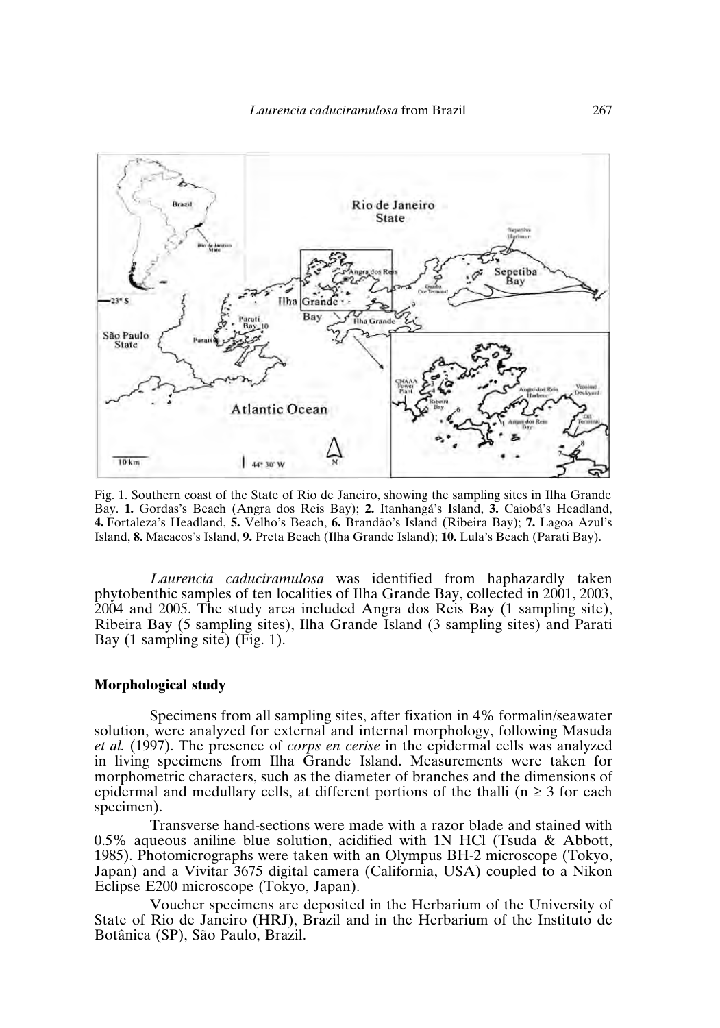Fig. 1. Southern coast of the State of Rio de Janeiro, showing the sampling sites in Ilha Grande Bay. **1.** Gordas's Beach (Angra dos Reis Bay); **2.** Itanhangá's Island, **3.** Caiobá's Headland, **4.** Fortaleza's Headland, **5.** Velho's Beach, **6.** Brandão's Island (Ribeira Bay); **7.** Lagoa Azul's Island, **8.** Macacos's Island, **9.** Preta Beach (Ilha Grande Island); **10.** Lula's Beach (Parati Bay).

*Laurencia caduciramulosa* was identified from haphazardly taken phytobenthic samples of ten localities of Ilha Grande Bay, collected in 2001, 2003, 2004 and 2005. The study area included Angra dos Reis Bay (1 sampling site), Ribeira Bay (5 sampling sites), Ilha Grande Island (3 sampling sites) and Parati Bay (1 sampling site) (Fig. 1).

### Morphological study

Specimens from all sampling sites, after fixation in 4% formalin/seawater solution, were analyzed for external and internal morphology, following Masuda *et al.* (1997). The presence of *corps en cerise* in the epidermal cells was analyzed in living specimens from Ilha Grande Island. Measurements were taken for morphometric characters, such as the diameter of branches and the dimensions of epidermal and medullary cells, at different portions of the thalli ($n \geq 3$ for each specimen).

Transverse hand-sections were made with a razor blade and stained with 0.5% aqueous aniline blue solution, acidified with 1N HCl (Tsuda & Abbott, 1985). Photomicrographs were taken with an Olympus BH-2 microscope (Tokyo, Japan) and a Vivitar 3675 digital camera (California, USA) coupled to a Nikon Eclipse E200 microscope (Tokyo, Japan).

Voucher specimens are deposited in the Herbarium of the University of State of Rio de Janeiro (HRJ), Brazil and in the Herbarium of the Instituto de Botânica (SP), São Paulo, Brazil.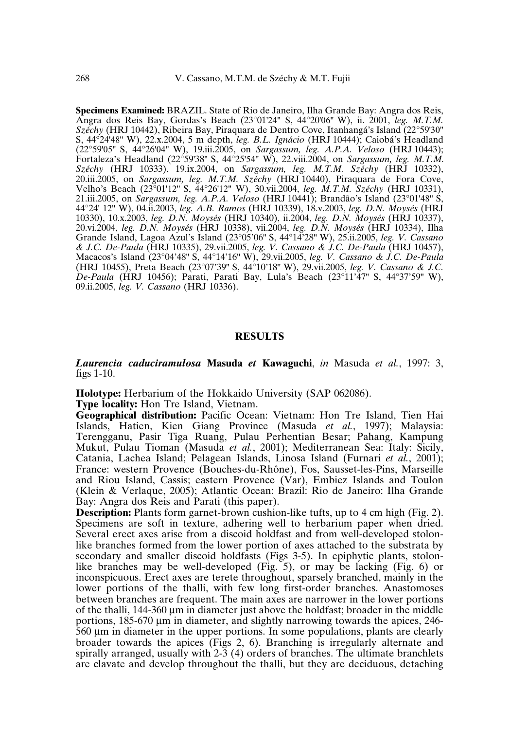**Specimens Examined:** BRAZIL. State of Rio de Janeiro, Ilha Grande Bay: Angra dos Reis, Angra dos Reis Bay, Gordas's Beach (23°01'24" S, 44°20'06" W), ii. 2001, *leg. M.T.M. Széchy* (HRJ 10442), Ribeira Bay, Piraquara de Dentro Cove, Itanhangá's Island (22°59'30" S, 44°24'48" W), 22.x.2004, 5 m depth, *leg. B.L. Ignácio* (HRJ 10444); Caiobá's Headland (22°59'05" S, 44°26'04" W), 19.iii.2005, on *Sargassum, leg. A.P.A. Veloso* (HRJ 10443); Fortaleza's Headland (22°59'38" S, 44°25'54" W), 22.viii.2004, on *Sargassum, leg. M.T.M. Széchy* (HRJ 10333), 19.ix.2004, on *Sargassum, leg. M.T.M. Széchy* (HRJ 10332), 20.iii.2005, on *Sargassum, leg. M.T.M. Széchy* (HRJ 10440), Piraquara de Fora Cove, Velho's Beach (23°01'12" S, 44°26'12" W), 30.vii.2004, *leg. M.T.M. Széchy* (HRJ 10331), 21.iii.2005, on *Sargassum, leg. A.P.A. Veloso* (HRJ 10441); Brandão's Island (23°01'48" S, 44°24' 12" W), 04.ii.2003, *leg. A.B. Ramos* (HRJ 10339), 18.v.2003, *leg. D.N. Moysés* (HRJ 10330), 10.x.2003, *leg. D.N. Moysés* (HRJ 10340), ii.2004, *leg. D.N. Moysés* (HRJ 10337), 20.vi.2004, *leg. D.N. Moysés* (HRJ 10338), vii.2004, *leg. D.N. Moysés* (HRJ 10334), Ilha Grande Island, Lagoa Azul's Island (23°05'06" S, 44°14'28" W), 25.ii.2005, *leg. V. Cassano & J.C. De-Paula* (HRJ 10335), 29.vii.2005, *leg. V. Cassano & J.C. De-Paula* (HRJ 10457), Macacos's Island (23°04'48" S, 44°14'16" W), 29.vii.2005, *leg. V. Cassano & J.C. De-Paula* (HRJ 10455), Preta Beach (23°07'39" S, 44°10'18" W), 29.vii.2005, *leg. V. Cassano & J.C. De-Paula* (HRJ 10456); Parati, Parati Bay, Lula's Beach (23°11'47" S, 44°37'59" W), 09.ii.2005, *leg. V. Cassano* (HRJ 10336).

## RESULTS

***Laurencia caduciramulosa*** **Masuda** ***et*** **Kawaguchi**, *in* Masuda *et al.*, 1997: 3, figs 1-10.

**Holotype:** Herbarium of the Hokkaido University (SAP 062086).

**Type locality:** Hon Tre Island, Vietnam.

**Geographical distribution:** Pacific Ocean: Vietnam: Hon Tre Island, Tien Hai Islands, Hatien, Kien Giang Province (Masuda *et al.*, 1997); Malaysia: Terengganu, Pasir Tiga Ruang, Pulau Perhentian Besar; Pahang, Kampung Mukut, Pulau Tioman (Masuda *et al.*, 2001); Mediterranean Sea: Italy: Sicily, Catania, Lachea Island; Pelagean Islands, Linosa Island (Furnari *et al.*, 2001); France: western Provence (Bouches-du-Rhône), Fos, Sausset-les-Pins, Marseille and Riou Island, Cassis; eastern Provence (Var), Embiez Islands and Toulon (Klein & Verlaque, 2005); Atlantic Ocean: Brazil: Rio de Janeiro: Ilha Grande Bay: Angra dos Reis and Parati (this paper).

**Description:** Plants form garnet-brown cushion-like tufts, up to 4 cm high (Fig. 2). Specimens are soft in texture, adhering well to herbarium paper when dried. Several erect axes arise from a discoid holdfast and from well-developed stolon-like branches formed from the lower portion of axes attached to the substrata by secondary and smaller discoid holdfasts (Figs 3-5). In epiphytic plants, stolon-like branches may be well-developed (Fig. 5), or may be lacking (Fig. 6) or inconspicuous. Erect axes are terete throughout, sparsely branched, mainly in the lower portions of the thalli, with few long first-order branches. Anastomoses between branches are frequent. The main axes are narrower in the lower portions of the thalli, 144-360 µm in diameter just above the holdfast; broader in the middle portions, 185-670 µm in diameter, and slightly narrowing towards the apices, 246-560 µm in diameter in the upper portions. In some populations, plants are clearly broader towards the apices (Figs 2, 6). Branching is irregularly alternate and spirally arranged, usually with 2-3 (4) orders of branches. The ultimate branchlets are clavate and develop throughout the thalli, but they are deciduous, detaching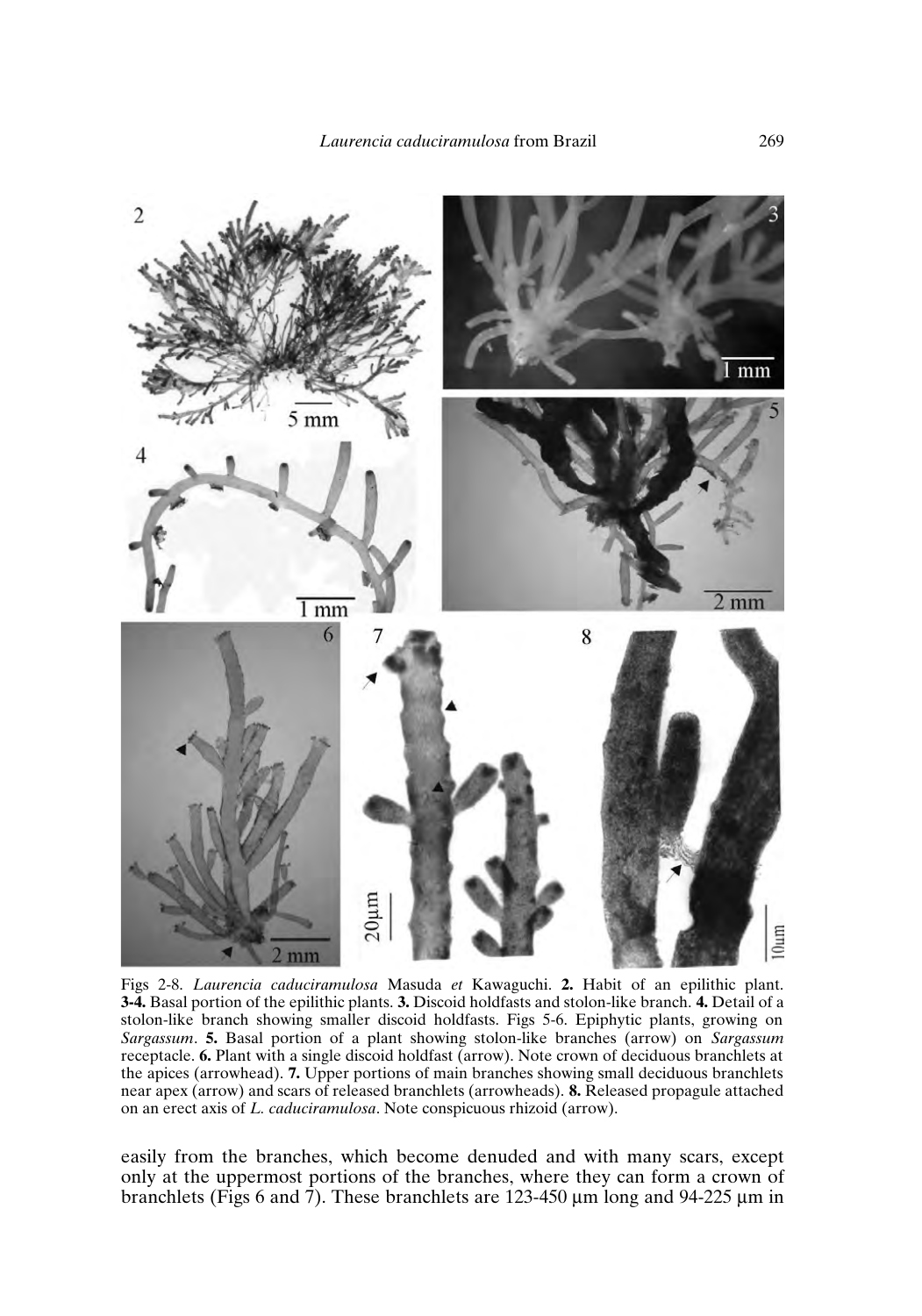Figs 2-8. *Laurencia caduciramulosa* Masuda *et* Kawaguchi. **2.** Habit of an epilithic plant. **3-4.** Basal portion of the epilithic plants. **3.** Discoid holdfasts and stolon-like branch. **4.** Detail of a stolon-like branch showing smaller discoid holdfasts. Figs 5-6. Epiphytic plants, growing on *Sargassum*. **5.** Basal portion of a plant showing stolon-like branches (arrow) on *Sargassum* receptacle. **6.** Plant with a single discoid holdfast (arrow). Note crown of deciduous branchlets at the apices (arrowhead). **7.** Upper portions of main branches showing small deciduous branchlets near apex (arrow) and scars of released branchlets (arrowheads). **8.** Released propagule attached on an erect axis of *L. caduciramulosa*. Note conspicuous rhizoid (arrow).

easily from the branches, which become denuded and with many scars, except only at the uppermost portions of the branches, where they can form a crown of branchlets (Figs 6 and 7). These branchlets are 123-450 µm long and 94-225 µm in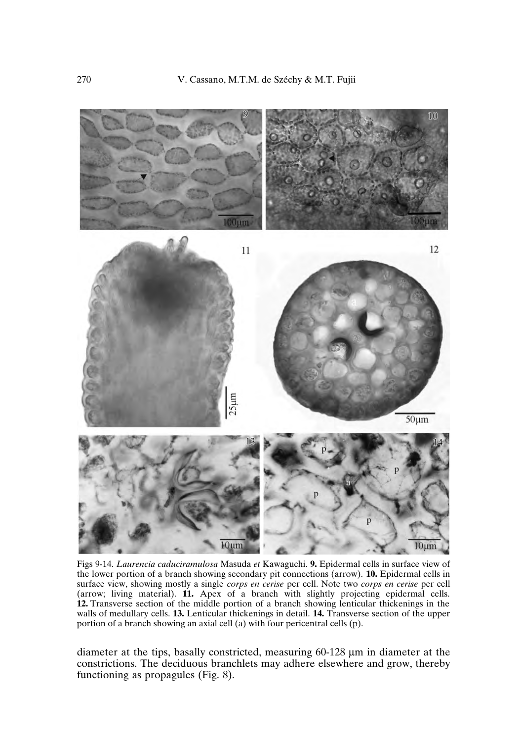Figs 9-14. *Laurencia caduciramulosa* Masuda *et* Kawaguchi. **9.** Epidermal cells in surface view of the lower portion of a branch showing secondary pit connections (arrow). **10.** Epidermal cells in surface view, showing mostly a single *corps en cerise* per cell. Note two *corps en cerise* per cell (arrow; living material). **11.** Apex of a branch with slightly projecting epidermal cells. **12.** Transverse section of the middle portion of a branch showing lenticular thickenings in the walls of medullary cells. **13.** Lenticular thickenings in detail. **14.** Transverse section of the upper portion of a branch showing an axial cell (a) with four pericentral cells (p).

diameter at the tips, basally constricted, measuring 60-128 µm in diameter at the constrictions. The deciduous branchlets may adhere elsewhere and grow, thereby functioning as propagules (Fig. 8).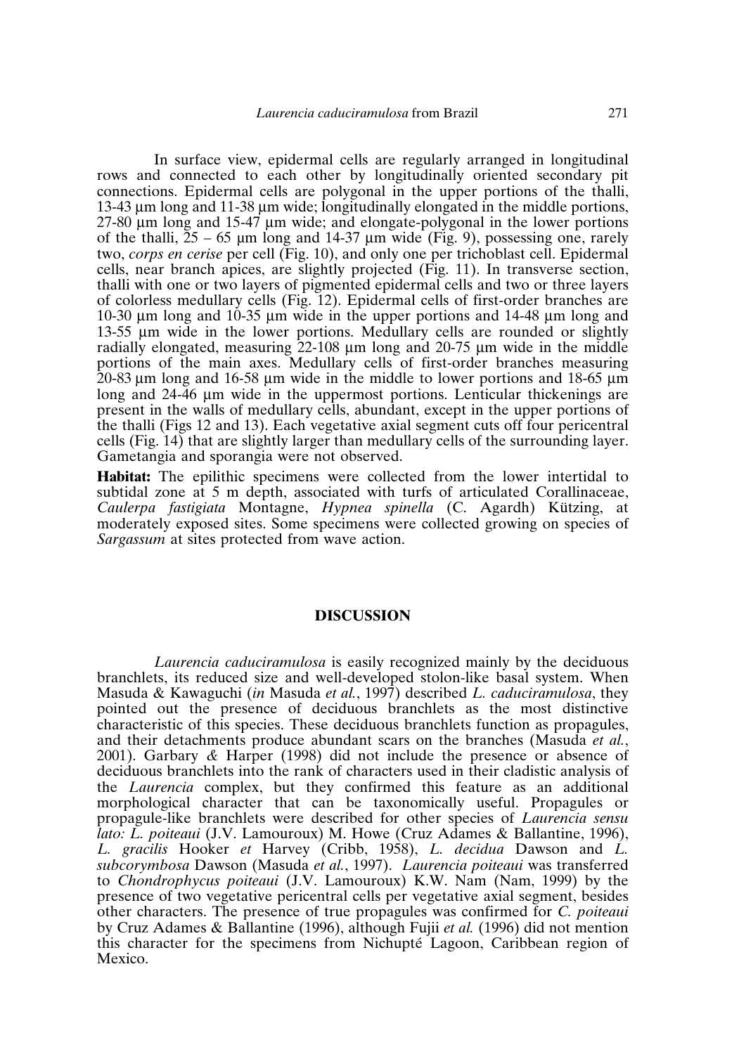In surface view, epidermal cells are regularly arranged in longitudinal rows and connected to each other by longitudinally oriented secondary pit connections. Epidermal cells are polygonal in the upper portions of the thalli, 13-43 µm long and 11-38 µm wide; longitudinally elongated in the middle portions, 27-80 µm long and 15-47 µm wide; and elongate-polygonal in the lower portions of the thalli, 25 – 65 µm long and 14-37 µm wide (Fig. 9), possessing one, rarely two, *corps en cerise* per cell (Fig. 10), and only one per trichoblast cell. Epidermal cells, near branch apices, are slightly projected (Fig. 11). In transverse section, thalli with one or two layers of pigmented epidermal cells and two or three layers of colorless medullary cells (Fig. 12). Epidermal cells of first-order branches are 10-30 µm long and 10-35 µm wide in the upper portions and 14-48 µm long and 13-55 µm wide in the lower portions. Medullary cells are rounded or slightly radially elongated, measuring 22-108 µm long and 20-75 µm wide in the middle portions of the main axes. Medullary cells of first-order branches measuring 20-83 µm long and 16-58 µm wide in the middle to lower portions and 18-65 µm long and 24-46 µm wide in the uppermost portions. Lenticular thickenings are present in the walls of medullary cells, abundant, except in the upper portions of the thalli (Figs 12 and 13). Each vegetative axial segment cuts off four pericentral cells (Fig. 14) that are slightly larger than medullary cells of the surrounding layer. Gametangia and sporangia were not observed.

**Habitat:** The epilithic specimens were collected from the lower intertidal to subtidal zone at 5 m depth, associated with turfs of articulated Corallinaceae, *Caulerpa fastigiata* Montagne, *Hypnea spinella* (C. Agardh) Kützing, at moderately exposed sites. Some specimens were collected growing on species of *Sargassum* at sites protected from wave action.

## DISCUSSION

*Laurencia caduciramulosa* is easily recognized mainly by the deciduous branchlets, its reduced size and well-developed stolon-like basal system. When Masuda & Kawaguchi (*in* Masuda *et al.*, 1997) described *L. caduciramulosa*, they pointed out the presence of deciduous branchlets as the most distinctive characteristic of this species. These deciduous branchlets function as propagules, and their detachments produce abundant scars on the branches (Masuda *et al.*, 2001). Garbary *&* Harper (1998) did not include the presence or absence of deciduous branchlets into the rank of characters used in their cladistic analysis of the *Laurencia* complex, but they confirmed this feature as an additional morphological character that can be taxonomically useful. Propagules or propagule-like branchlets were described for other species of *Laurencia sensu lato: L. poiteaui* (J.V. Lamouroux) M. Howe (Cruz Adames & Ballantine, 1996), *L. gracilis* Hooker *et* Harvey (Cribb, 1958), *L. decidua* Dawson and *L. subcorymbosa* Dawson (Masuda *et al.*, 1997). *Laurencia poiteaui* was transferred to *Chondrophycus poiteaui* (J.V. Lamouroux) K.W. Nam (Nam, 1999) by the presence of two vegetative pericentral cells per vegetative axial segment, besides other characters. The presence of true propagules was confirmed for *C. poiteaui* by Cruz Adames & Ballantine (1996), although Fujii *et al.* (1996) did not mention this character for the specimens from Nichupté Lagoon, Caribbean region of Mexico.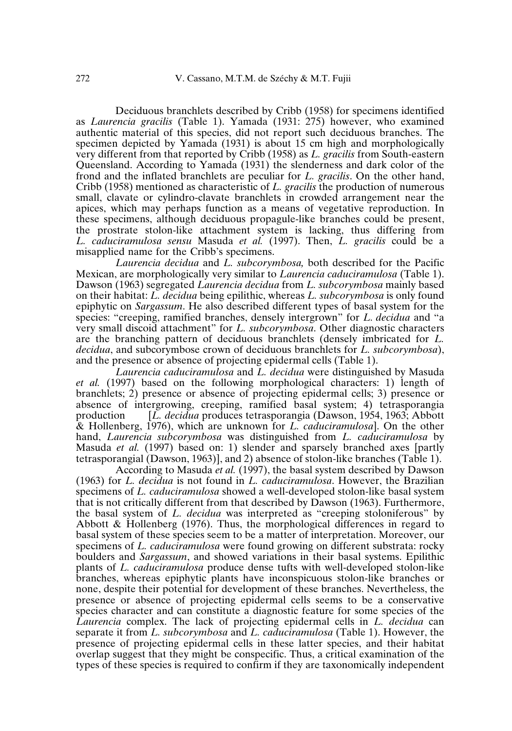Deciduous branchlets described by Cribb (1958) for specimens identified as *Laurencia gracilis* (Table 1). Yamada (1931: 275) however, who examined authentic material of this species, did not report such deciduous branches. The specimen depicted by Yamada (1931) is about 15 cm high and morphologically very different from that reported by Cribb (1958) as *L. gracilis* from South-eastern Queensland. According to Yamada (1931) the slenderness and dark color of the frond and the inflated branchlets are peculiar for *L. gracilis*. On the other hand, Cribb (1958) mentioned as characteristic of *L. gracilis* the production of numerous small, clavate or cylindro-clavate branchlets in crowded arrangement near the apices, which may perhaps function as a means of vegetative reproduction. In these specimens, although deciduous propagule-like branches could be present, the prostrate stolon-like attachment system is lacking, thus differing from *L. caduciramulosa sensu* Masuda *et al.* (1997). Then, *L. gracilis* could be a misapplied name for the Cribb's specimens.

*Laurencia decidua* and *L. subcorymbosa,* both described for the Pacific Mexican, are morphologically very similar to *Laurencia caduciramulosa* (Table 1). Dawson (1963) segregated *Laurencia decidua* from *L. subcorymbosa* mainly based on their habitat: *L. decidua* being epilithic, whereas *L. subcorymbosa* is only found epiphytic on *Sargassum*. He also described different types of basal system for the species: "creeping, ramified branches, densely intergrown" for *L. decidua* and "a very small discoid attachment" for *L. subcorymbosa*. Other diagnostic characters are the branching pattern of deciduous branchlets (densely imbricated for *L. decidua*, and subcorymbose crown of deciduous branchlets for *L. subcorymbosa*), and the presence or absence of projecting epidermal cells (Table 1).

*Laurencia caduciramulosa* and *L. decidua* were distinguished by Masuda *et al.* (1997) based on the following morphological characters: 1) length of branchlets; 2) presence or absence of projecting epidermal cells; 3) presence or absence of intergrowing, creeping, ramified basal system; 4) tetrasporangia production [*L. decidua* produces tetrasporangia (Dawson, 1954, 1963; Abbott & Hollenberg, 1976), which are unknown for *L. caduciramulosa*]. On the other hand, *Laurencia subcorymbosa* was distinguished from *L. caduciramulosa* by Masuda *et al.* (1997) based on: 1) slender and sparsely branched axes [partly tetrasporangial (Dawson, 1963)], and 2) absence of stolon-like branches (Table 1).

According to Masuda *et al.* (1997), the basal system described by Dawson (1963) for *L. decidua* is not found in *L. caduciramulosa*. However, the Brazilian specimens of *L. caduciramulosa* showed a well-developed stolon-like basal system that is not critically different from that described by Dawson (1963). Furthermore, the basal system of *L. decidua* was interpreted as "creeping stoloniferous" by Abbott & Hollenberg (1976). Thus, the morphological differences in regard to basal system of these species seem to be a matter of interpretation. Moreover, our specimens of *L. caduciramulosa* were found growing on different substrata: rocky boulders and *Sargassum*, and showed variations in their basal systems. Epilithic plants of *L. caduciramulosa* produce dense tufts with well-developed stolon-like branches, whereas epiphytic plants have inconspicuous stolon-like branches or none, despite their potential for development of these branches. Nevertheless, the presence or absence of projecting epidermal cells seems to be a conservative species character and can constitute a diagnostic feature for some species of the *Laurencia* complex. The lack of projecting epidermal cells in *L. decidua* can separate it from *L. subcorymbosa* and *L. caduciramulosa* (Table 1). However, the presence of projecting epidermal cells in these latter species, and their habitat overlap suggest that they might be conspecific. Thus, a critical examination of the types of these species is required to confirm if they are taxonomically independent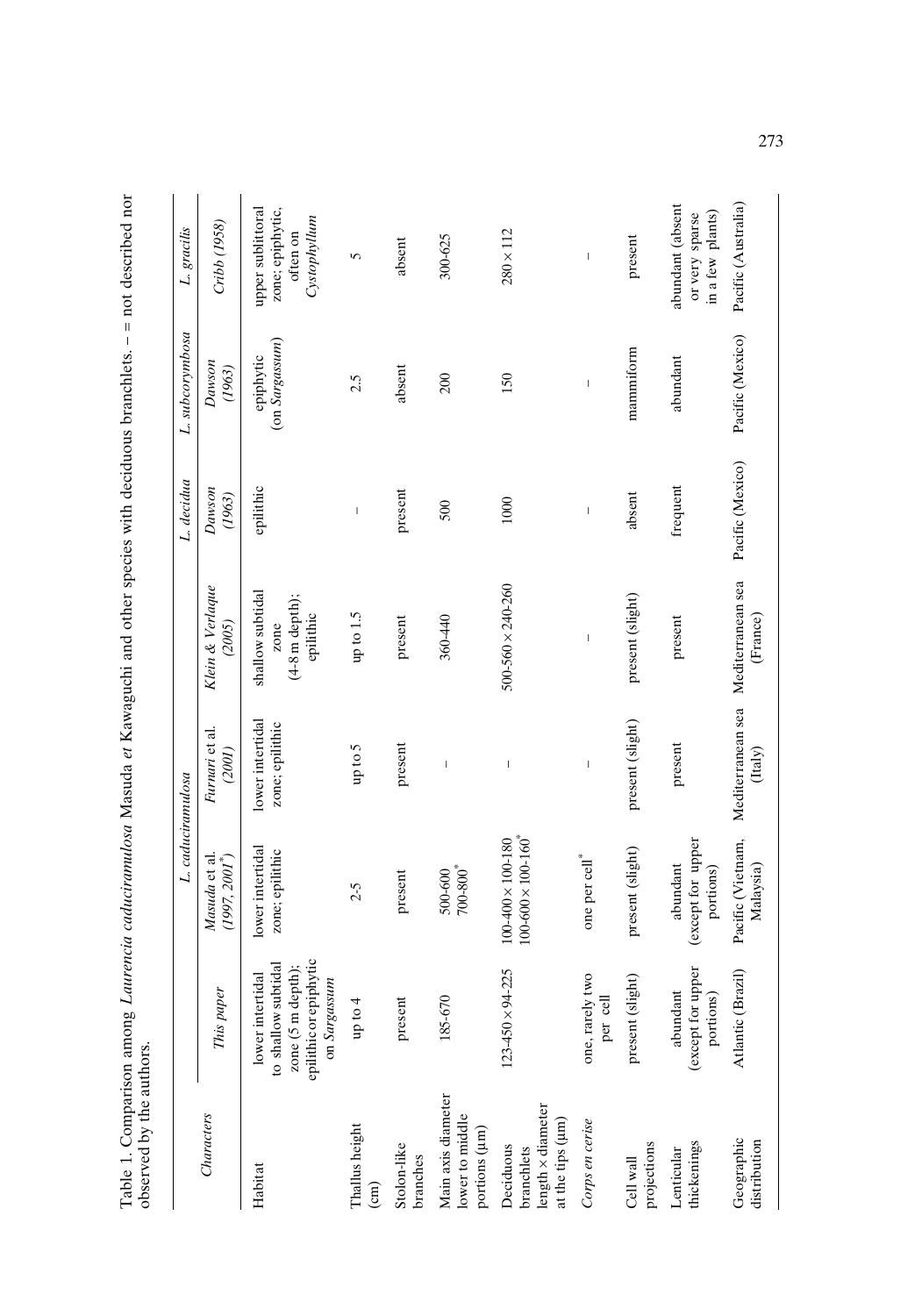Table 1. Comparison among *Laurencia caduciramulosa* Masuda *et* Kawaguchi and other species with deciduous branchlets. – = not described nor observed by the authors.

| Characters | *L. caduciramulosa* | | | | *L. decidua* | *L. subcorymbosa* | *L. gracilis* |
|---|---|---|---|---|---|---|---|
| | *This paper* | *Masuda* et al. *(1997, 2001\*)* | *Furnari* et al. *(2001)* | *Klein & Verlaque (2005)* | *Dawson (1963)* | *Dawson (1963)* | *Cribb (1958)* |
| Habitat | lower intertidal to shallow subtidal zone (5 m depth); epilithic or epiphytic on *Sargassum* | lower intertidal zone; epilithic | lower intertidal zone; epilithic | shallow subtidal zone (4-8 m depth); epilithic | epilithic | epiphytic (on *Sargassum*) | upper sublittoral zone; epiphytic, often on *Cystophyllum* |
| Thallus height (cm) | up to 4 | 2-5 | up to 5 | up to 1.5 | – | 2.5 | 5 |
| Stolon-like branches | present | present | present | present | present | absent | absent |
| Main axis diameter lower to middle portions (µm) | 185-670 | 500-600<br>700-800\* | – | 360-440 | 500 | 200 | 300-625 |
| Deciduous branchlets length × diameter at the tips (µm) | 123-450 × 94-225 | 100-400 × 100-180<br>100-600 × 100-160\* | – | 500-560 × 240-260 | 1000 | 150 | 280 × 112 |
| *Corps en cerise* | one, rarely two per cell | one per cell\* | – | – | – | – | – |
| Cell wall projections | present (slight) | present (slight) | present (slight) | present (slight) | absent | mammiform | present |
| Lenticular thickenings | abundant (except for upper portions) | abundant (except for upper portions) | present | present | frequent | abundant | abundant (absent or very sparse in a few plants) |
| Geographic distribution | Atlantic (Brazil) | Pacific (Vietnam, Malaysia) | Mediterranean sea (Italy) | Mediterranean sea (France) | Pacific (Mexico) | Pacific (Mexico) | Pacific (Australia) |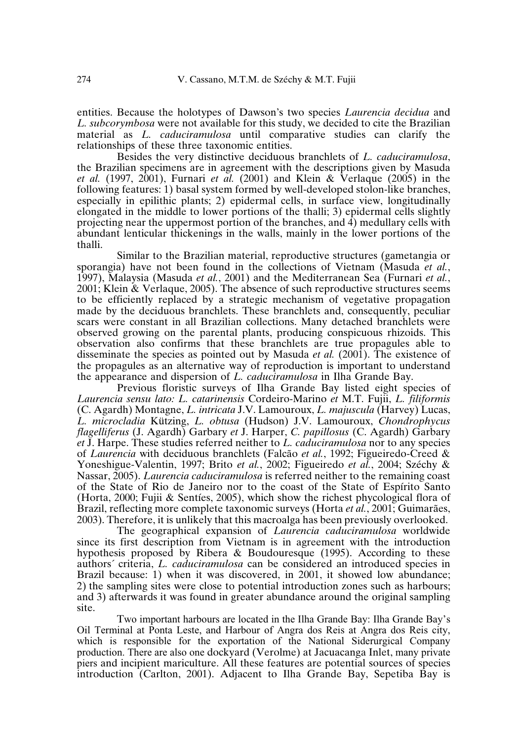entities. Because the holotypes of Dawson's two species *Laurencia decidua* and *L. subcorymbosa* were not available for this study, we decided to cite the Brazilian material as *L. caduciramulosa* until comparative studies can clarify the relationships of these three taxonomic entities.

Besides the very distinctive deciduous branchlets of *L. caduciramulosa*, the Brazilian specimens are in agreement with the descriptions given by Masuda *et al.* (1997, 2001), Furnari *et al.* (2001) and Klein & Verlaque (2005) in the following features: 1) basal system formed by well-developed stolon-like branches, especially in epilithic plants; 2) epidermal cells, in surface view, longitudinally elongated in the middle to lower portions of the thalli; 3) epidermal cells slightly projecting near the uppermost portion of the branches, and 4) medullary cells with abundant lenticular thickenings in the walls, mainly in the lower portions of the thalli.

Similar to the Brazilian material, reproductive structures (gametangia or sporangia) have not been found in the collections of Vietnam (Masuda *et al.*, 1997), Malaysia (Masuda *et al.*, 2001) and the Mediterranean Sea (Furnari *et al.*, 2001; Klein & Verlaque, 2005). The absence of such reproductive structures seems to be efficiently replaced by a strategic mechanism of vegetative propagation made by the deciduous branchlets. These branchlets and, consequently, peculiar scars were constant in all Brazilian collections. Many detached branchlets were observed growing on the parental plants, producing conspicuous rhizoids. This observation also confirms that these branchlets are true propagules able to disseminate the species as pointed out by Masuda *et al.* (2001). The existence of the propagules as an alternative way of reproduction is important to understand the appearance and dispersion of *L. caduciramulosa* in Ilha Grande Bay.

Previous floristic surveys of Ilha Grande Bay listed eight species of *Laurencia sensu lato: L. catarinensis* Cordeiro-Marino *et* M.T. Fujii, *L. filiformis* (C. Agardh) Montagne, *L. intricata* J.V. Lamouroux, *L. majuscula* (Harvey) Lucas, *L. microcladia* Kützing, *L. obtusa* (Hudson) J.V. Lamouroux, *Chondrophycus flagelliferus* (J. Agardh) Garbary *et* J. Harper, *C. papillosus* (C. Agardh) Garbary *et* J. Harpe. These studies referred neither to *L. caduciramulosa* nor to any species of *Laurencia* with deciduous branchlets (Falcão *et al.*, 1992; Figueiredo-Creed & Yoneshigue-Valentin, 1997; Brito *et al.*, 2002; Figueiredo *et al.*, 2004; Széchy & Nassar, 2005). *Laurencia caduciramulosa* is referred neither to the remaining coast of the State of Rio de Janeiro nor to the coast of the State of Espírito Santo (Horta, 2000; Fujii & Sentíes, 2005), which show the richest phycological flora of Brazil, reflecting more complete taxonomic surveys (Horta *et al.*, 2001; Guimarães, 2003). Therefore, it is unlikely that this macroalga has been previously overlooked.

The geographical expansion of *Laurencia caduciramulosa* worldwide since its first description from Vietnam is in agreement with the introduction hypothesis proposed by Ribera & Boudouresque (1995). According to these authors´ criteria, *L. caduciramulosa* can be considered an introduced species in Brazil because: 1) when it was discovered, in 2001, it showed low abundance; 2) the sampling sites were close to potential introduction zones such as harbours; and 3) afterwards it was found in greater abundance around the original sampling site.

Two important harbours are located in the Ilha Grande Bay: Ilha Grande Bay's Oil Terminal at Ponta Leste, and Harbour of Angra dos Reis at Angra dos Reis city, which is responsible for the exportation of the National Siderurgical Company production. There are also one dockyard (Verolme) at Jacuacanga Inlet, many private piers and incipient mariculture. All these features are potential sources of species introduction (Carlton, 2001). Adjacent to Ilha Grande Bay, Sepetiba Bay is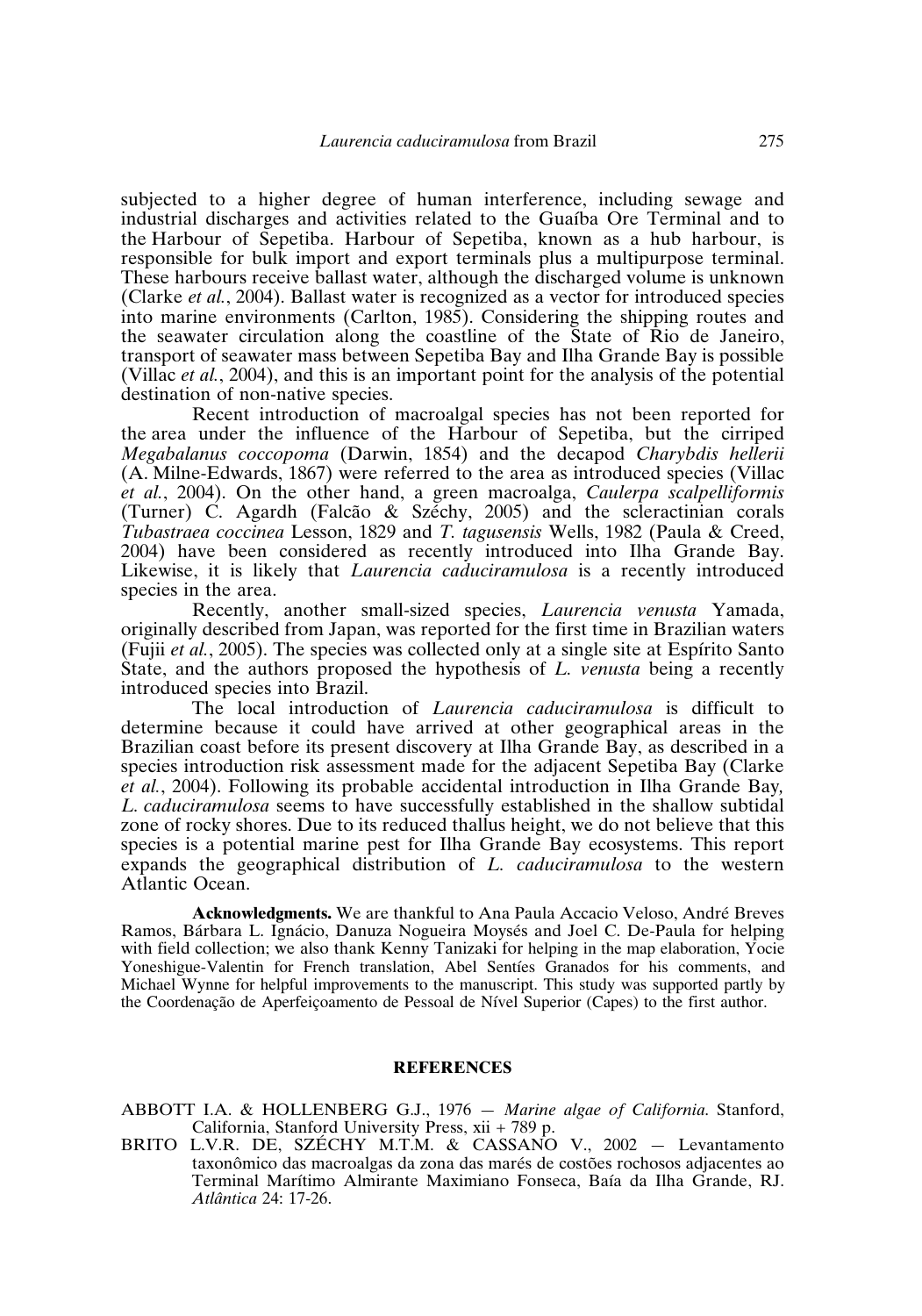subjected to a higher degree of human interference, including sewage and industrial discharges and activities related to the Guaíba Ore Terminal and to the Harbour of Sepetiba. Harbour of Sepetiba, known as a hub harbour, is responsible for bulk import and export terminals plus a multipurpose terminal. These harbours receive ballast water, although the discharged volume is unknown (Clarke *et al.*, 2004). Ballast water is recognized as a vector for introduced species into marine environments (Carlton, 1985). Considering the shipping routes and the seawater circulation along the coastline of the State of Rio de Janeiro, transport of seawater mass between Sepetiba Bay and Ilha Grande Bay is possible (Villac *et al.*, 2004), and this is an important point for the analysis of the potential destination of non-native species.

Recent introduction of macroalgal species has not been reported for the area under the influence of the Harbour of Sepetiba, but the cirriped *Megabalanus coccopoma* (Darwin, 1854) and the decapod *Charybdis hellerii* (A. Milne-Edwards, 1867) were referred to the area as introduced species (Villac *et al.*, 2004). On the other hand, a green macroalga, *Caulerpa scalpelliformis* (Turner) C. Agardh (Falcão & Széchy, 2005) and the scleractinian corals *Tubastraea coccinea* Lesson, 1829 and *T. tagusensis* Wells, 1982 (Paula & Creed, 2004) have been considered as recently introduced into Ilha Grande Bay. Likewise, it is likely that *Laurencia caduciramulosa* is a recently introduced species in the area.

Recently, another small-sized species, *Laurencia venusta* Yamada, originally described from Japan, was reported for the first time in Brazilian waters (Fujii *et al.*, 2005). The species was collected only at a single site at Espírito Santo State, and the authors proposed the hypothesis of *L. venusta* being a recently introduced species into Brazil.

The local introduction of *Laurencia caduciramulosa* is difficult to determine because it could have arrived at other geographical areas in the Brazilian coast before its present discovery at Ilha Grande Bay, as described in a species introduction risk assessment made for the adjacent Sepetiba Bay (Clarke *et al.*, 2004). Following its probable accidental introduction in Ilha Grande Bay, *L. caduciramulosa* seems to have successfully established in the shallow subtidal zone of rocky shores. Due to its reduced thallus height, we do not believe that this species is a potential marine pest for Ilha Grande Bay ecosystems. This report expands the geographical distribution of *L. caduciramulosa* to the western Atlantic Ocean.

**Acknowledgments.** We are thankful to Ana Paula Accacio Veloso, André Breves Ramos, Bárbara L. Ignácio, Danuza Nogueira Moysés and Joel C. De-Paula for helping with field collection; we also thank Kenny Tanizaki for helping in the map elaboration, Yocie Yoneshigue-Valentin for French translation, Abel Sentíes Granados for his comments, and Michael Wynne for helpful improvements to the manuscript. This study was supported partly by the Coordenação de Aperfeiçoamento de Pessoal de Nível Superior (Capes) to the first author.

## REFERENCES

ABBOTT I.A. & HOLLENBERG G.J., 1976 — *Marine algae of California.* Stanford, California, Stanford University Press, xii + 789 p.

BRITO L.V.R. DE, SZÉCHY M.T.M. & CASSANO V., 2002 — Levantamento taxonômico das macroalgas da zona das marés de costões rochosos adjacentes ao Terminal Marítimo Almirante Maximiano Fonseca, Baía da Ilha Grande, RJ. *Atlântica* 24: 17-26.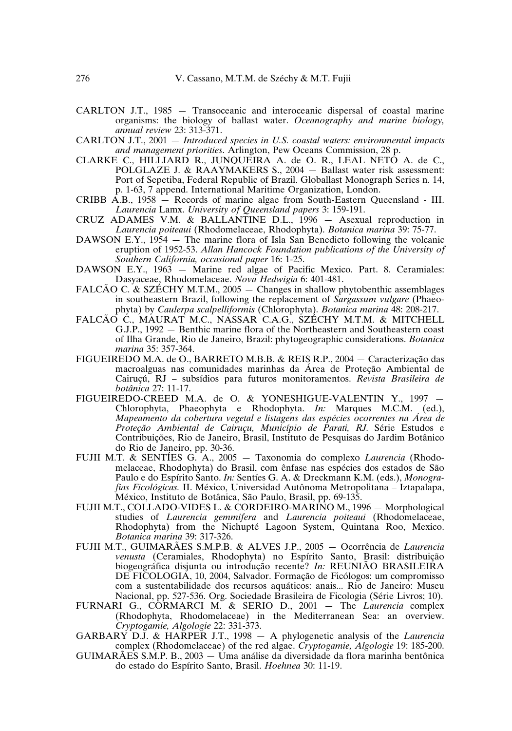CARLTON J.T., 1985 — Transoceanic and interoceanic dispersal of coastal marine organisms: the biology of ballast water. *Oceanography and marine biology, annual review* 23: 313-371.

CARLTON J.T., 2001 — *Introduced species in U.S. coastal waters: environmental impacts and management priorities.* Arlington, Pew Oceans Commission, 28 p.

CLARKE C., HILLIARD R., JUNQUEIRA A. de O. R., LEAL NETO A. de C., POLGLAZE J. & RAAYMAKERS S., 2004 — Ballast water risk assessment: Port of Sepetiba, Federal Republic of Brazil. Globallast Monograph Series n. 14, p. 1-63, 7 append. International Maritime Organization, London.

CRIBB A.B., 1958 — Records of marine algae from South-Eastern Queensland - III. *Laurencia* Lamx. *University of Queensland papers* 3: 159-191.

CRUZ ADAMES V.M. & BALLANTINE D.L., 1996 — Asexual reproduction in *Laurencia poiteaui* (Rhodomelaceae, Rhodophyta). *Botanica marina* 39: 75-77.

DAWSON E.Y., 1954 — The marine flora of Isla San Benedicto following the volcanic eruption of 1952-53. *Allan Hancock Foundation publications of the University of Southern California, occasional paper* 16: 1-25.

DAWSON E.Y., 1963 — Marine red algae of Pacific Mexico. Part. 8. Ceramiales: Dasyaceae, Rhodomelaceae. *Nova Hedwigia* 6: 401-481.

FALCÃO C. & SZÉCHY M.T.M., 2005 — Changes in shallow phytobenthic assemblages in southeastern Brazil, following the replacement of *Sargassum vulgare* (Phaeophyta) by *Caulerpa scalpelliformis* (Chlorophyta). *Botanica marina* 48: 208-217.

FALCÃO C., MAURAT M.C., NASSAR C.A.G., SZÉCHY M.T.M. & MITCHELL G.J.P., 1992 — Benthic marine flora of the Northeastern and Southeastern coast of Ilha Grande, Rio de Janeiro, Brazil: phytogeographic considerations. *Botanica marina* 35: 357-364.

FIGUEIREDO M.A. de O., BARRETO M.B.B. & REIS R.P., 2004 — Caracterização das macroalguas nas comunidades marinhas da Área de Proteção Ambiental de Cairuçú, RJ – subsídios para futuros monitoramentos. *Revista Brasileira de botânica* 27: 11-17.

FIGUEIREDO-CREED M.A. de O. & YONESHIGUE-VALENTIN Y., 1997 — Chlorophyta, Phaeophyta e Rhodophyta. *In:* Marques M.C.M. (ed.), *Mapeamento da cobertura vegetal e listagens das espécies ocorrentes na Área de Proteção Ambiental de Cairuçu, Município de Parati, RJ.* Série Estudos e Contribuições, Rio de Janeiro, Brasil, Instituto de Pesquisas do Jardim Botânico do Rio de Janeiro, pp. 30-36.

FUJII M.T. & SENTÍES G. A., 2005 — Taxonomia do complexo *Laurencia* (Rhodomelaceae, Rhodophyta) do Brasil, com ênfase nas espécies dos estados de São Paulo e do Espírito Santo. *In:* Sentíes G. A. & Dreckmann K.M. (eds.), *Monografias Ficológicas.* II. México, Universidad Autônoma Metropolitana – Iztapalapa, México, Instituto de Botânica, São Paulo, Brasil, pp. 69-135.

FUJII M.T., COLLADO-VIDES L. & CORDEIRO-MARINO M., 1996 — Morphological studies of *Laurencia gemmifera* and *Laurencia poiteaui* (Rhodomelaceae, Rhodophyta) from the Nichupté Lagoon System, Quintana Roo, Mexico. *Botanica marina* 39: 317-326.

FUJII M.T., GUIMARÃES S.M.P.B. & ALVES J.P., 2005 — Ocorrência de *Laurencia venusta* (Ceramiales, Rhodophyta) no Espírito Santo, Brasil: distribuição biogeográfica disjunta ou introdução recente? *In:* REUNIÃO BRASILEIRA DE FICOLOGIA, 10, 2004, Salvador. Formação de Ficólogos: um compromisso com a sustentabilidade dos recursos aquáticos: anais... Rio de Janeiro: Museu Nacional, pp. 527-536. Org. Sociedade Brasileira de Ficologia (Série Livros; 10).

FURNARI G., CORMARCI M. & SERIO D., 2001 — The *Laurencia* complex (Rhodophyta, Rhodomelaceae) in the Mediterranean Sea: an overview. *Cryptogamie, Algologie* 22: 331-373.

GARBARY D.J. & HARPER J.T., 1998 — A phylogenetic analysis of the *Laurencia* complex (Rhodomelaceae) of the red algae. *Cryptogamie, Algologie* 19: 185-200.

GUIMARÃES S.M.P. B., 2003 — Uma análise da diversidade da flora marinha bentônica do estado do Espírito Santo, Brasil. *Hoehnea* 30: 11-19.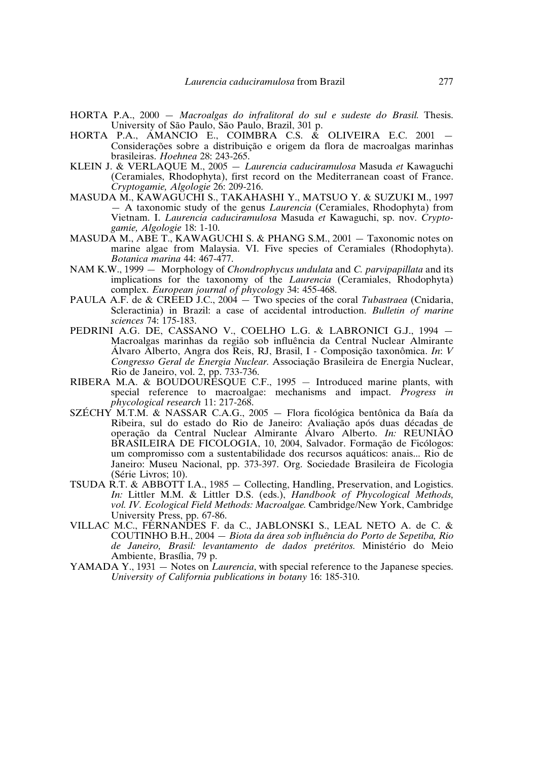HORTA P.A., 2000 — *Macroalgas do infralitoral do sul e sudeste do Brasil.* Thesis. University of São Paulo, São Paulo, Brazil, 301 p.

HORTA P.A., AMANCIO E., COIMBRA C.S. & OLIVEIRA E.C. 2001 — Considerações sobre a distribuição e origem da flora de macroalgas marinhas brasileiras. *Hoehnea* 28: 243-265.

KLEIN J. & VERLAQUE M., 2005 — *Laurencia caduciramulosa* Masuda *et* Kawaguchi (Ceramiales, Rhodophyta), first record on the Mediterranean coast of France. *Cryptogamie, Algologie* 26: 209-216.

MASUDA M., KAWAGUCHI S., TAKAHASHI Y., MATSUO Y. & SUZUKI M., 1997 — A taxonomic study of the genus *Laurencia* (Ceramiales, Rhodophyta) from Vietnam. I. *Laurencia caduciramulosa* Masuda *et* Kawaguchi, sp. nov. *Cryptogamie, Algologie* 18: 1-10.

MASUDA M., ABE T., KAWAGUCHI S. & PHANG S.M., 2001 — Taxonomic notes on marine algae from Malaysia. VI. Five species of Ceramiales (Rhodophyta). *Botanica marina* 44: 467-477.

NAM K.W., 1999 — Morphology of *Chondrophycus undulata* and *C. parvipapillata* and its implications for the taxonomy of the *Laurencia* (Ceramiales, Rhodophyta) complex. *European journal of phycology* 34: 455-468.

PAULA A.F. de & CREED J.C., 2004 — Two species of the coral *Tubastraea* (Cnidaria, Scleractinia) in Brazil: a case of accidental introduction. *Bulletin of marine sciences* 74: 175-183.

PEDRINI A.G. DE, CASSANO V., COELHO L.G. & LABRONICI G.J., 1994 — Macroalgas marinhas da região sob influência da Central Nuclear Almirante Álvaro Alberto, Angra dos Reis, RJ, Brasil, I - Composição taxonômica. *In*: *V Congresso Geral de Energia Nuclear.* Associação Brasileira de Energia Nuclear, Rio de Janeiro, vol. 2, pp. 733-736.

RIBERA M.A. & BOUDOURESQUE C.F., 1995 — Introduced marine plants, with special reference to macroalgae: mechanisms and impact. *Progress in phycological research* 11: 217-268.

SZÉCHY M.T.M. & NASSAR C.A.G., 2005 — Flora ficológica bentônica da Baía da Ribeira, sul do estado do Rio de Janeiro: Avaliação após duas décadas de operação da Central Nuclear Almirante Álvaro Alberto. *In:* REUNIÃO BRASILEIRA DE FICOLOGIA, 10, 2004, Salvador. Formação de Ficólogos: um compromisso com a sustentabilidade dos recursos aquáticos: anais... Rio de Janeiro: Museu Nacional, pp. 373-397. Org. Sociedade Brasileira de Ficologia (Série Livros; 10).

TSUDA R.T. & ABBOTT I.A., 1985 — Collecting, Handling, Preservation, and Logistics. *In:* Littler M.M. & Littler D.S. (eds.), *Handbook of Phycological Methods, vol. IV. Ecological Field Methods: Macroalgae.* Cambridge/New York, Cambridge University Press, pp. 67-86.

VILLAC M.C., FERNANDES F. da C., JABLONSKI S., LEAL NETO A. de C. & COUTINHO B.H., 2004 — *Biota da área sob influência do Porto de Sepetiba, Rio de Janeiro, Brasil: levantamento de dados pretéritos.* Ministério do Meio Ambiente, Brasília, 79 p.

YAMADA Y., 1931 — Notes on *Laurencia*, with special reference to the Japanese species. *University of California publications in botany* 16: 185-310.